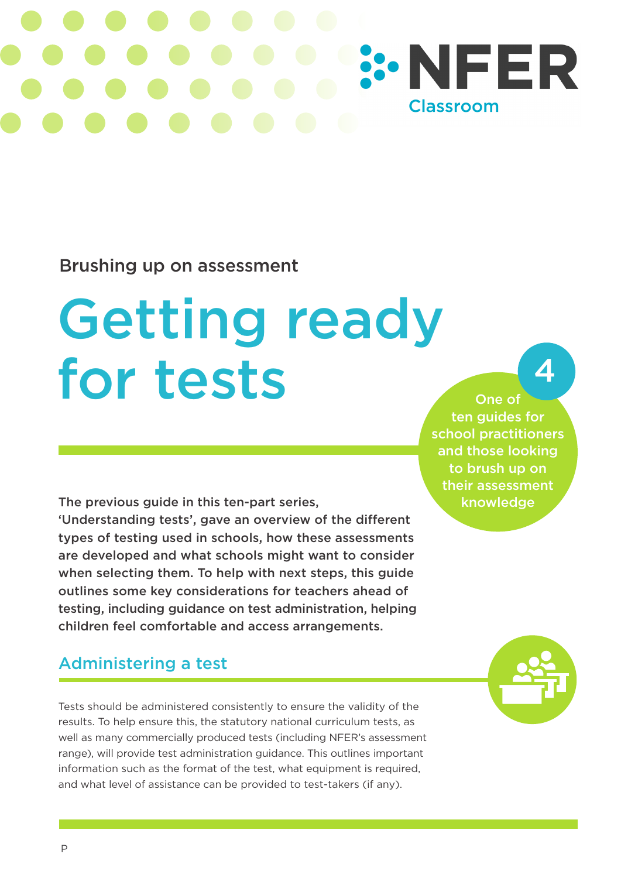NFER Classroom

Brushing up on assessment

# Getting ready for tests

4

One of ten guides for school practitioners and those looking to brush up on their assessment knowledge

**The previous guide in this ten-part series, 'Understanding tests', gave an overview of the different types of testing used in schools, how these assessments are developed and what schools might want to consider when selecting them. To help with next steps, this guide outlines some key considerations for teachers ahead of testing, including guidance on test administration, helping children feel comfortable and access arrangements.**

## Administering a test

Tests should be administered consistently to ensure the validity of the results. To help ensure this, the statutory national curriculum tests, as well as many commercially produced tests (including NFER's assessment range), will provide test administration guidance. This outlines important information such as the format of the test, what equipment is required, and what level of assistance can be provided to test-takers (if any).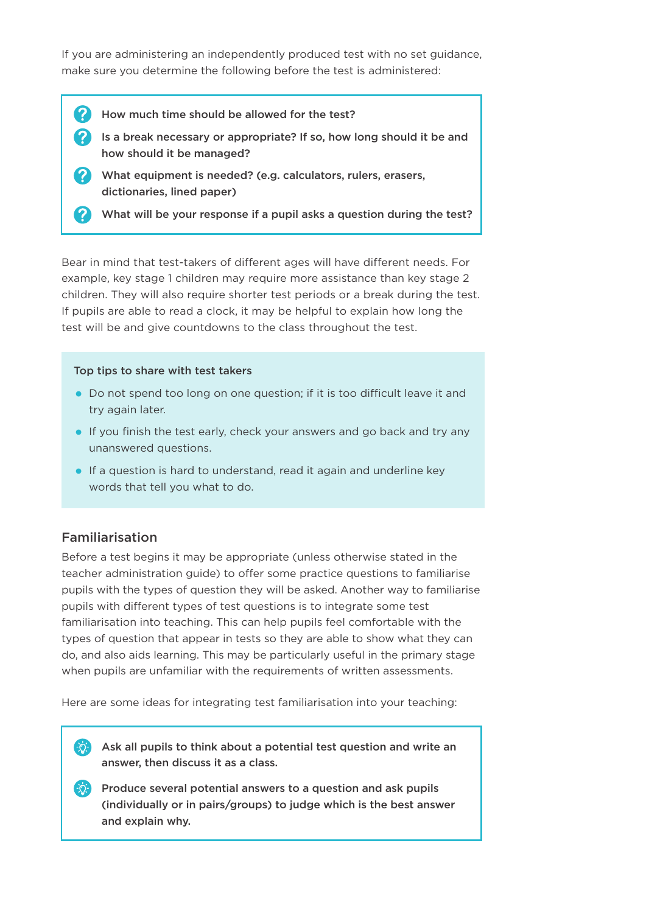If you are administering an independently produced test with no set guidance, make sure you determine the following before the test is administered:

- **How much time should be allowed for the test?**
- **Is a break necessary or appropriate? If so, how long should it be and how should it be managed?**
- **What equipment is needed? (e.g. calculators, rulers, erasers, dictionaries, lined paper)**
- **What will be your response if a pupil asks a question during the test?**

Bear in mind that test-takers of different ages will have different needs. For example, key stage 1 children may require more assistance than key stage 2 children. They will also require shorter test periods or a break during the test. If pupils are able to read a clock, it may be helpful to explain how long the test will be and give countdowns to the class throughout the test.

**Top tips to share with test takers**

- Do not spend too long on one question; if it is too difficult leave it and try again later.
- If you finish the test early, check your answers and go back and try any unanswered questions.
- If a question is hard to understand, read it again and underline key words that tell you what to do.

## Familiarisation

Before a test begins it may be appropriate (unless otherwise stated in the teacher administration guide) to offer some practice questions to familiarise pupils with the types of question they will be asked. Another way to familiarise pupils with different types of test questions is to integrate some test familiarisation into teaching. This can help pupils feel comfortable with the types of question that appear in tests so they are able to show what they can do, and also aids learning. This may be particularly useful in the primary stage when pupils are unfamiliar with the requirements of written assessments.

Here are some ideas for integrating test familiarisation into your teaching:

- **Ask all pupils to think about a potential test question and write an answer, then discuss it as a class.**
- **Produce several potential answers to a question and ask pupils (individually or in pairs/groups) to judge which is the best answer and explain why.**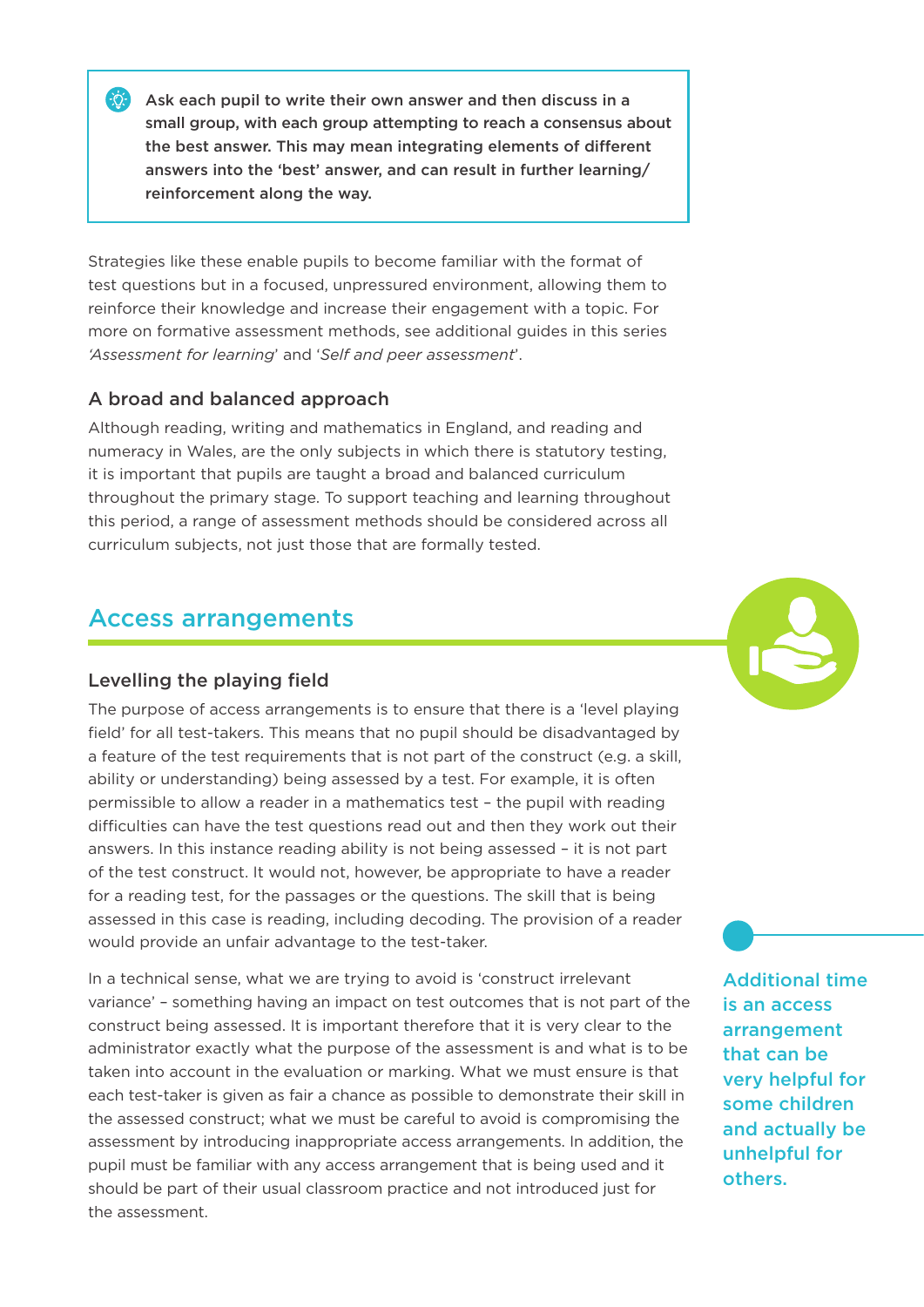**Ask each pupil to write their own answer and then discuss in a small group, with each group attempting to reach a consensus about the best answer. This may mean integrating elements of different answers into the 'best' answer, and can result in further learning/ reinforcement along the way.**

Strategies like these enable pupils to become familiar with the format of test questions but in a focused, unpressured environment, allowing them to reinforce their knowledge and increase their engagement with a topic. For more on formative assessment methods, see additional guides in this series '*Assessment for learning*' and '*Self and peer assessment*'.

### A broad and balanced approach

Although reading, writing and mathematics in England, and reading and numeracy in Wales, are the only subjects in which there is statutory testing, it is important that pupils are taught a broad and balanced curriculum throughout the primary stage. To support teaching and learning throughout this period, a range of assessment methods should be considered across all curriculum subjects, not just those that are formally tested.

## Access arrangements

### Levelling the playing field

The purpose of access arrangements is to ensure that there is a 'level playing field' for all test-takers. This means that no pupil should be disadvantaged by a feature of the test requirements that is not part of the construct (e.g. a skill, ability or understanding) being assessed by a test. For example, it is often permissible to allow a reader in a mathematics test – the pupil with reading difficulties can have the test questions read out and then they work out their answers. In this instance reading ability is not being assessed – it is not part of the test construct. It would not, however, be appropriate to have a reader for a reading test, for the passages or the questions. The skill that is being assessed in this case is reading, including decoding. The provision of a reader would provide an unfair advantage to the test-taker.

In a technical sense, what we are trying to avoid is 'construct irrelevant variance' – something having an impact on test outcomes that is not part of the construct being assessed. It is important therefore that it is very clear to the administrator exactly what the purpose of the assessment is and what is to be taken into account in the evaluation or marking. What we must ensure is that each test-taker is given as fair a chance as possible to demonstrate their skill in the assessed construct; what we must be careful to avoid is compromising the assessment by introducing inappropriate access arrangements. In addition, the pupil must be familiar with any access arrangement that is being used and it should be part of their usual classroom practice and not introduced just for the assessment.

**Additional time is an access arrangement that can be very helpful for some children and actually be unhelpful for others.**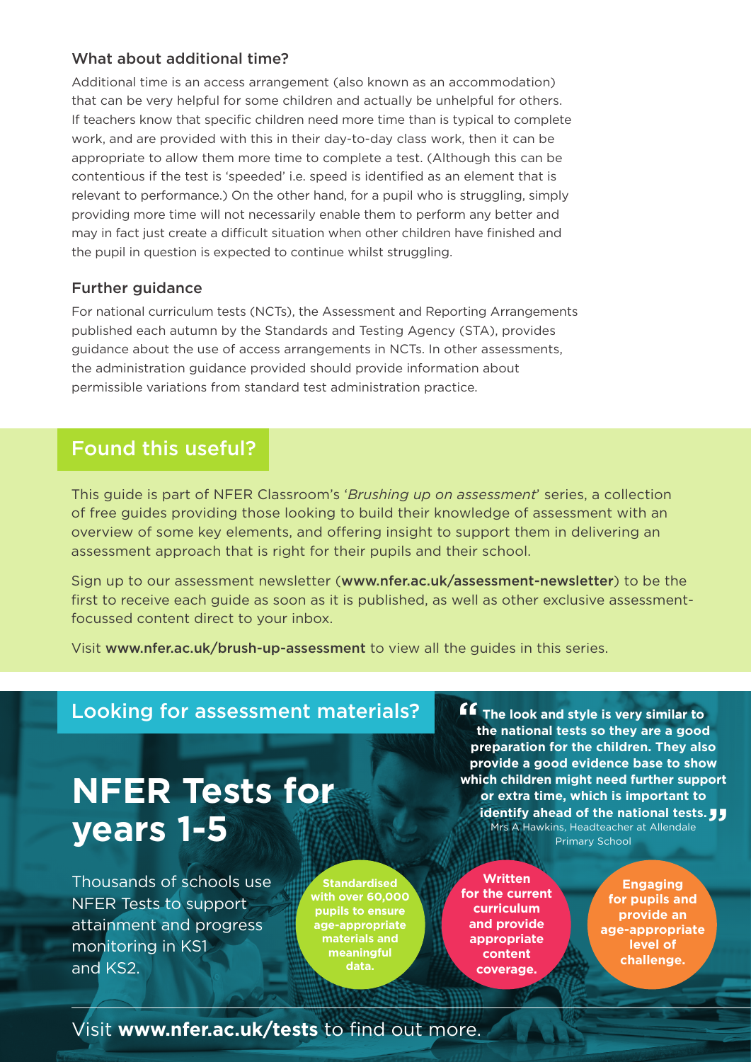### What about additional time?

Additional time is an access arrangement (also known as an accommodation) that can be very helpful for some children and actually be unhelpful for others. If teachers know that specific children need more time than is typical to complete work, and are provided with this in their day-to-day class work, then it can be appropriate to allow them more time to complete a test. (Although this can be contentious if the test is 'speeded' i.e. speed is identified as an element that is relevant to performance.) On the other hand, for a pupil who is struggling, simply providing more time will not necessarily enable them to perform any better and may in fact just create a difficult situation when other children have finished and the pupil in question is expected to continue whilst struggling.

### Further guidance

For national curriculum tests (NCTs), the Assessment and Reporting Arrangements published each autumn by the Standards and Testing Agency (STA), provides guidance about the use of access arrangements in NCTs. In other assessments, the administration guidance provided should provide information about permissible variations from standard test administration practice.

## Found this useful?

This guide is part of NFER Classroom's '*Brushing up on assessment*' series, a collection of free guides providing those looking to build their knowledge of assessment with an overview of some key elements, and offering insight to support them in delivering an assessment approach that is right for their pupils and their school.

Sign up to our assessment newsletter (**www.nfer.ac.uk/assessment-newsletter**) to be the first to receive each guide as soon as it is published, as well as other exclusive assessment-focussed content direct to your inbox.

Visit **www.nfer.ac.uk/brush-up-assessment** to view all the guides in this series.

## Looking for assessment materials?

# NFER Tests for years 1-5

Thousands of schools use NFER Tests to support attainment and progress monitoring in KS1 and KS2.

> **"The look and style is very similar to the national tests so they are a good preparation for the children. They also provide a good evidence base to show which children might need further support or extra time, which is important to identify ahead of the national tests."**
> Mrs A Hawkins, Headteacher at Allendale Primary School

**Standardised with over 60,000 pupils to ensure age-appropriate materials and meaningful data.**

**Written for the current curriculum and provide appropriate content coverage.**

**Engaging for pupils and provide an age-appropriate level of challenge.**

Visit **www.nfer.ac.uk/tests** to find out more.